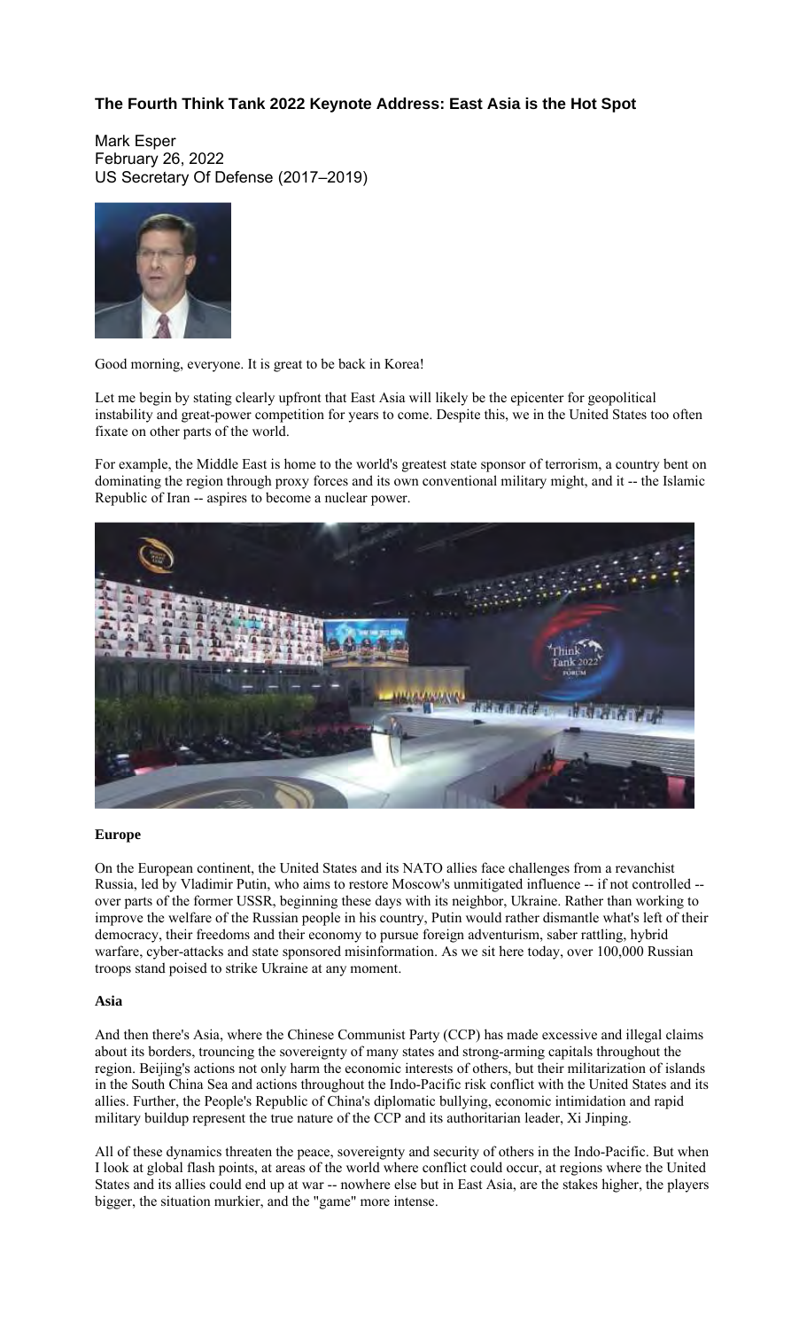## The Fourth Think Tank 2022 Keynote Address: East Asia is the Hot Spot

Mark Esper
February 26, 2022
US Secretary Of Defense (2017–2019)

Good morning, everyone. It is great to be back in Korea!

Let me begin by stating clearly upfront that East Asia will likely be the epicenter for geopolitical instability and great-power competition for years to come. Despite this, we in the United States too often fixate on other parts of the world.

For example, the Middle East is home to the world's greatest state sponsor of terrorism, a country bent on dominating the region through proxy forces and its own conventional military might, and it -- the Islamic Republic of Iran -- aspires to become a nuclear power.

**Europe**

On the European continent, the United States and its NATO allies face challenges from a revanchist Russia, led by Vladimir Putin, who aims to restore Moscow's unmitigated influence -- if not controlled -- over parts of the former USSR, beginning these days with its neighbor, Ukraine. Rather than working to improve the welfare of the Russian people in his country, Putin would rather dismantle what's left of their democracy, their freedoms and their economy to pursue foreign adventurism, saber rattling, hybrid warfare, cyber-attacks and state sponsored misinformation. As we sit here today, over 100,000 Russian troops stand poised to strike Ukraine at any moment.

**Asia**

And then there's Asia, where the Chinese Communist Party (CCP) has made excessive and illegal claims about its borders, trouncing the sovereignty of many states and strong-arming capitals throughout the region. Beijing's actions not only harm the economic interests of others, but their militarization of islands in the South China Sea and actions throughout the Indo-Pacific risk conflict with the United States and its allies. Further, the People's Republic of China's diplomatic bullying, economic intimidation and rapid military buildup represent the true nature of the CCP and its authoritarian leader, Xi Jinping.

All of these dynamics threaten the peace, sovereignty and security of others in the Indo-Pacific. But when I look at global flash points, at areas of the world where conflict could occur, at regions where the United States and its allies could end up at war -- nowhere else but in East Asia, are the stakes higher, the players bigger, the situation murkier, and the "game" more intense.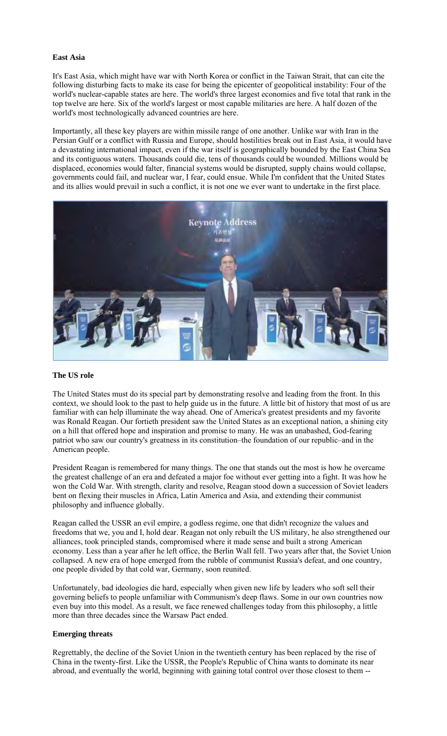### East Asia

It's East Asia, which might have war with North Korea or conflict in the Taiwan Strait, that can cite the following disturbing facts to make its case for being the epicenter of geopolitical instability: Four of the world's nuclear-capable states are here. The world's three largest economies and five total that rank in the top twelve are here. Six of the world's largest or most capable militaries are here. A half dozen of the world's most technologically advanced countries are here.

Importantly, all these key players are within missile range of one another. Unlike war with Iran in the Persian Gulf or a conflict with Russia and Europe, should hostilities break out in East Asia, it would have a devastating international impact, even if the war itself is geographically bounded by the East China Sea and its contiguous waters. Thousands could die, tens of thousands could be wounded. Millions would be displaced, economies would falter, financial systems would be disrupted, supply chains would collapse, governments could fail, and nuclear war, I fear, could ensue. While I'm confident that the United States and its allies would prevail in such a conflict, it is not one we ever want to undertake in the first place.

### The US role

The United States must do its special part by demonstrating resolve and leading from the front. In this context, we should look to the past to help guide us in the future. A little bit of history that most of us are familiar with can help illuminate the way ahead. One of America's greatest presidents and my favorite was Ronald Reagan. Our fortieth president saw the United States as an exceptional nation, a shining city on a hill that offered hope and inspiration and promise to many. He was an unabashed, God-fearing patriot who saw our country's greatness in its constitution–the foundation of our republic–and in the American people.

President Reagan is remembered for many things. The one that stands out the most is how he overcame the greatest challenge of an era and defeated a major foe without ever getting into a fight. It was how he won the Cold War. With strength, clarity and resolve, Reagan stood down a succession of Soviet leaders bent on flexing their muscles in Africa, Latin America and Asia, and extending their communist philosophy and influence globally.

Reagan called the USSR an evil empire, a godless regime, one that didn't recognize the values and freedoms that we, you and I, hold dear. Reagan not only rebuilt the US military, he also strengthened our alliances, took principled stands, compromised where it made sense and built a strong American economy. Less than a year after he left office, the Berlin Wall fell. Two years after that, the Soviet Union collapsed. A new era of hope emerged from the rubble of communist Russia's defeat, and one country, one people divided by that cold war, Germany, soon reunited.

Unfortunately, bad ideologies die hard, especially when given new life by leaders who soft sell their governing beliefs to people unfamiliar with Communism's deep flaws. Some in our own countries now even buy into this model. As a result, we face renewed challenges today from this philosophy, a little more than three decades since the Warsaw Pact ended.

### Emerging threats

Regrettably, the decline of the Soviet Union in the twentieth century has been replaced by the rise of China in the twenty-first. Like the USSR, the People's Republic of China wants to dominate its near abroad, and eventually the world, beginning with gaining total control over those closest to them --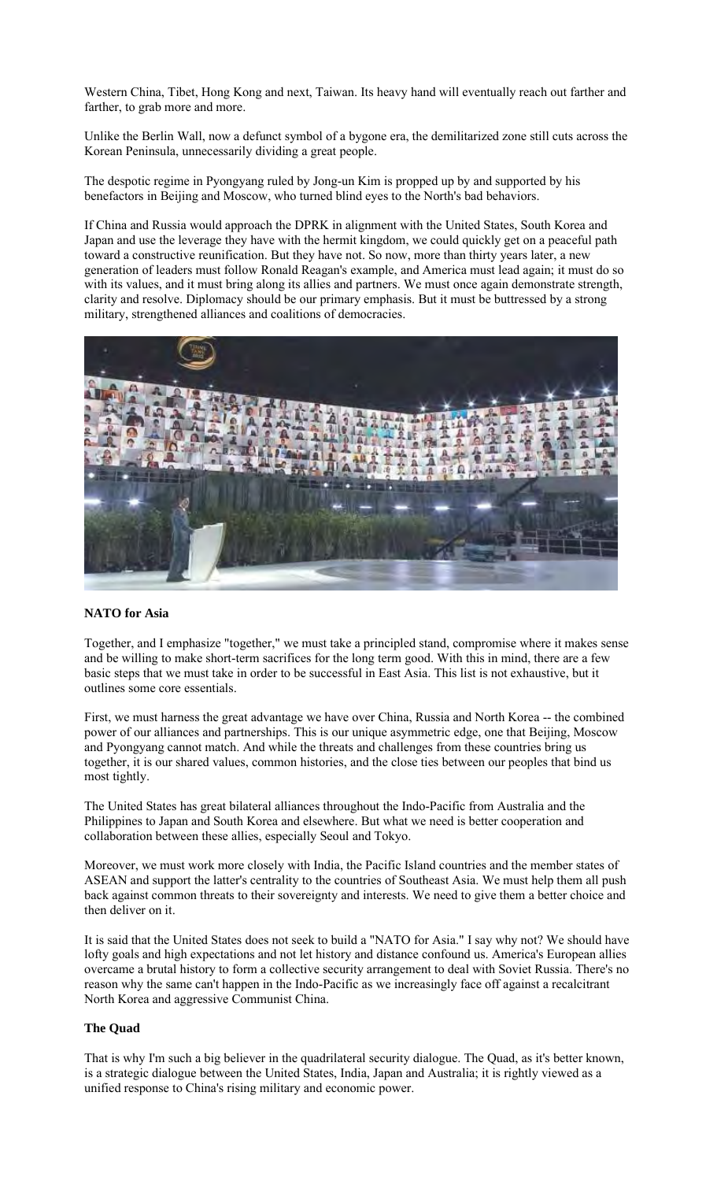Western China, Tibet, Hong Kong and next, Taiwan. Its heavy hand will eventually reach out farther and farther, to grab more and more.

Unlike the Berlin Wall, now a defunct symbol of a bygone era, the demilitarized zone still cuts across the Korean Peninsula, unnecessarily dividing a great people.

The despotic regime in Pyongyang ruled by Jong-un Kim is propped up by and supported by his benefactors in Beijing and Moscow, who turned blind eyes to the North's bad behaviors.

If China and Russia would approach the DPRK in alignment with the United States, South Korea and Japan and use the leverage they have with the hermit kingdom, we could quickly get on a peaceful path toward a constructive reunification. But they have not. So now, more than thirty years later, a new generation of leaders must follow Ronald Reagan's example, and America must lead again; it must do so with its values, and it must bring along its allies and partners. We must once again demonstrate strength, clarity and resolve. Diplomacy should be our primary emphasis. But it must be buttressed by a strong military, strengthened alliances and coalitions of democracies.

## NATO for Asia

Together, and I emphasize "together," we must take a principled stand, compromise where it makes sense and be willing to make short-term sacrifices for the long term good. With this in mind, there are a few basic steps that we must take in order to be successful in East Asia. This list is not exhaustive, but it outlines some core essentials.

First, we must harness the great advantage we have over China, Russia and North Korea -- the combined power of our alliances and partnerships. This is our unique asymmetric edge, one that Beijing, Moscow and Pyongyang cannot match. And while the threats and challenges from these countries bring us together, it is our shared values, common histories, and the close ties between our peoples that bind us most tightly.

The United States has great bilateral alliances throughout the Indo-Pacific from Australia and the Philippines to Japan and South Korea and elsewhere. But what we need is better cooperation and collaboration between these allies, especially Seoul and Tokyo.

Moreover, we must work more closely with India, the Pacific Island countries and the member states of ASEAN and support the latter's centrality to the countries of Southeast Asia. We must help them all push back against common threats to their sovereignty and interests. We need to give them a better choice and then deliver on it.

It is said that the United States does not seek to build a "NATO for Asia." I say why not? We should have lofty goals and high expectations and not let history and distance confound us. America's European allies overcame a brutal history to form a collective security arrangement to deal with Soviet Russia. There's no reason why the same can't happen in the Indo-Pacific as we increasingly face off against a recalcitrant North Korea and aggressive Communist China.

## The Quad

That is why I'm such a big believer in the quadrilateral security dialogue. The Quad, as it's better known, is a strategic dialogue between the United States, India, Japan and Australia; it is rightly viewed as a unified response to China's rising military and economic power.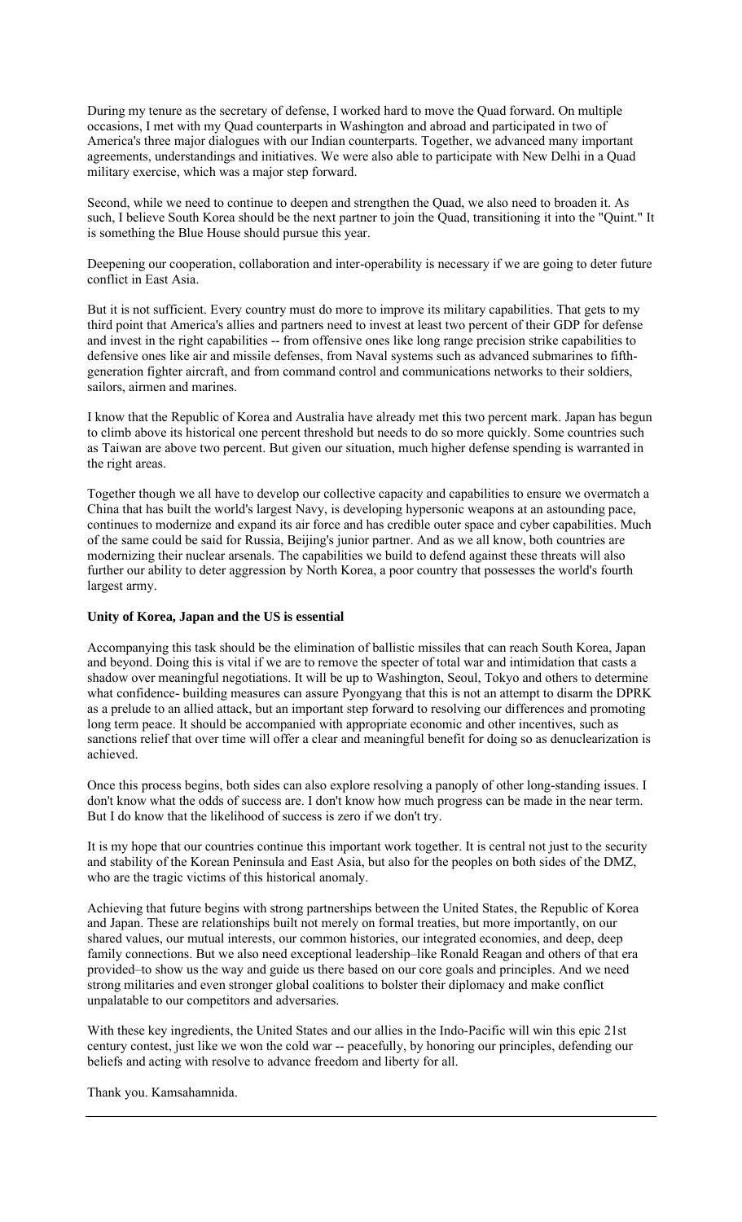During my tenure as the secretary of defense, I worked hard to move the Quad forward. On multiple occasions, I met with my Quad counterparts in Washington and abroad and participated in two of America's three major dialogues with our Indian counterparts. Together, we advanced many important agreements, understandings and initiatives. We were also able to participate with New Delhi in a Quad military exercise, which was a major step forward.

Second, while we need to continue to deepen and strengthen the Quad, we also need to broaden it. As such, I believe South Korea should be the next partner to join the Quad, transitioning it into the "Quint." It is something the Blue House should pursue this year.

Deepening our cooperation, collaboration and inter-operability is necessary if we are going to deter future conflict in East Asia.

But it is not sufficient. Every country must do more to improve its military capabilities. That gets to my third point that America's allies and partners need to invest at least two percent of their GDP for defense and invest in the right capabilities -- from offensive ones like long range precision strike capabilities to defensive ones like air and missile defenses, from Naval systems such as advanced submarines to fifth-generation fighter aircraft, and from command control and communications networks to their soldiers, sailors, airmen and marines.

I know that the Republic of Korea and Australia have already met this two percent mark. Japan has begun to climb above its historical one percent threshold but needs to do so more quickly. Some countries such as Taiwan are above two percent. But given our situation, much higher defense spending is warranted in the right areas.

Together though we all have to develop our collective capacity and capabilities to ensure we overmatch a China that has built the world's largest Navy, is developing hypersonic weapons at an astounding pace, continues to modernize and expand its air force and has credible outer space and cyber capabilities. Much of the same could be said for Russia, Beijing's junior partner. And as we all know, both countries are modernizing their nuclear arsenals. The capabilities we build to defend against these threats will also further our ability to deter aggression by North Korea, a poor country that possesses the world's fourth largest army.

**Unity of Korea, Japan and the US is essential**

Accompanying this task should be the elimination of ballistic missiles that can reach South Korea, Japan and beyond. Doing this is vital if we are to remove the specter of total war and intimidation that casts a shadow over meaningful negotiations. It will be up to Washington, Seoul, Tokyo and others to determine what confidence- building measures can assure Pyongyang that this is not an attempt to disarm the DPRK as a prelude to an allied attack, but an important step forward to resolving our differences and promoting long term peace. It should be accompanied with appropriate economic and other incentives, such as sanctions relief that over time will offer a clear and meaningful benefit for doing so as denuclearization is achieved.

Once this process begins, both sides can also explore resolving a panoply of other long-standing issues. I don't know what the odds of success are. I don't know how much progress can be made in the near term. But I do know that the likelihood of success is zero if we don't try.

It is my hope that our countries continue this important work together. It is central not just to the security and stability of the Korean Peninsula and East Asia, but also for the peoples on both sides of the DMZ, who are the tragic victims of this historical anomaly.

Achieving that future begins with strong partnerships between the United States, the Republic of Korea and Japan. These are relationships built not merely on formal treaties, but more importantly, on our shared values, our mutual interests, our common histories, our integrated economies, and deep, deep family connections. But we also need exceptional leadership–like Ronald Reagan and others of that era provided–to show us the way and guide us there based on our core goals and principles. And we need strong militaries and even stronger global coalitions to bolster their diplomacy and make conflict unpalatable to our competitors and adversaries.

With these key ingredients, the United States and our allies in the Indo-Pacific will win this epic 21st century contest, just like we won the cold war -- peacefully, by honoring our principles, defending our beliefs and acting with resolve to advance freedom and liberty for all.

Thank you. Kamsahamnida.

---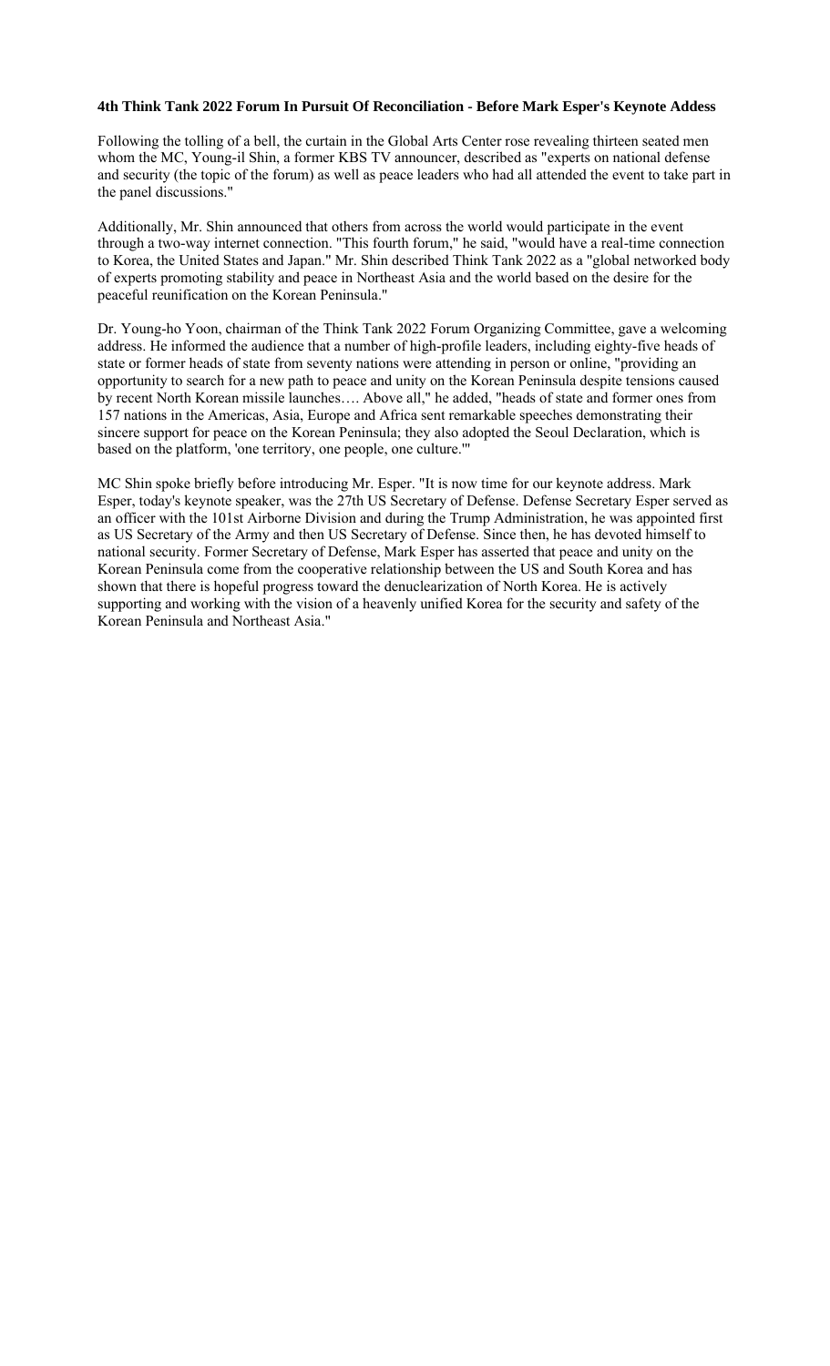**4th Think Tank 2022 Forum In Pursuit Of Reconciliation - Before Mark Esper's Keynote Addess**

Following the tolling of a bell, the curtain in the Global Arts Center rose revealing thirteen seated men whom the MC, Young-il Shin, a former KBS TV announcer, described as "experts on national defense and security (the topic of the forum) as well as peace leaders who had all attended the event to take part in the panel discussions."

Additionally, Mr. Shin announced that others from across the world would participate in the event through a two-way internet connection. "This fourth forum," he said, "would have a real-time connection to Korea, the United States and Japan." Mr. Shin described Think Tank 2022 as a "global networked body of experts promoting stability and peace in Northeast Asia and the world based on the desire for the peaceful reunification on the Korean Peninsula."

Dr. Young-ho Yoon, chairman of the Think Tank 2022 Forum Organizing Committee, gave a welcoming address. He informed the audience that a number of high-profile leaders, including eighty-five heads of state or former heads of state from seventy nations were attending in person or online, "providing an opportunity to search for a new path to peace and unity on the Korean Peninsula despite tensions caused by recent North Korean missile launches…. Above all," he added, "heads of state and former ones from 157 nations in the Americas, Asia, Europe and Africa sent remarkable speeches demonstrating their sincere support for peace on the Korean Peninsula; they also adopted the Seoul Declaration, which is based on the platform, 'one territory, one people, one culture.'"

MC Shin spoke briefly before introducing Mr. Esper. "It is now time for our keynote address. Mark Esper, today's keynote speaker, was the 27th US Secretary of Defense. Defense Secretary Esper served as an officer with the 101st Airborne Division and during the Trump Administration, he was appointed first as US Secretary of the Army and then US Secretary of Defense. Since then, he has devoted himself to national security. Former Secretary of Defense, Mark Esper has asserted that peace and unity on the Korean Peninsula come from the cooperative relationship between the US and South Korea and has shown that there is hopeful progress toward the denuclearization of North Korea. He is actively supporting and working with the vision of a heavenly unified Korea for the security and safety of the Korean Peninsula and Northeast Asia."